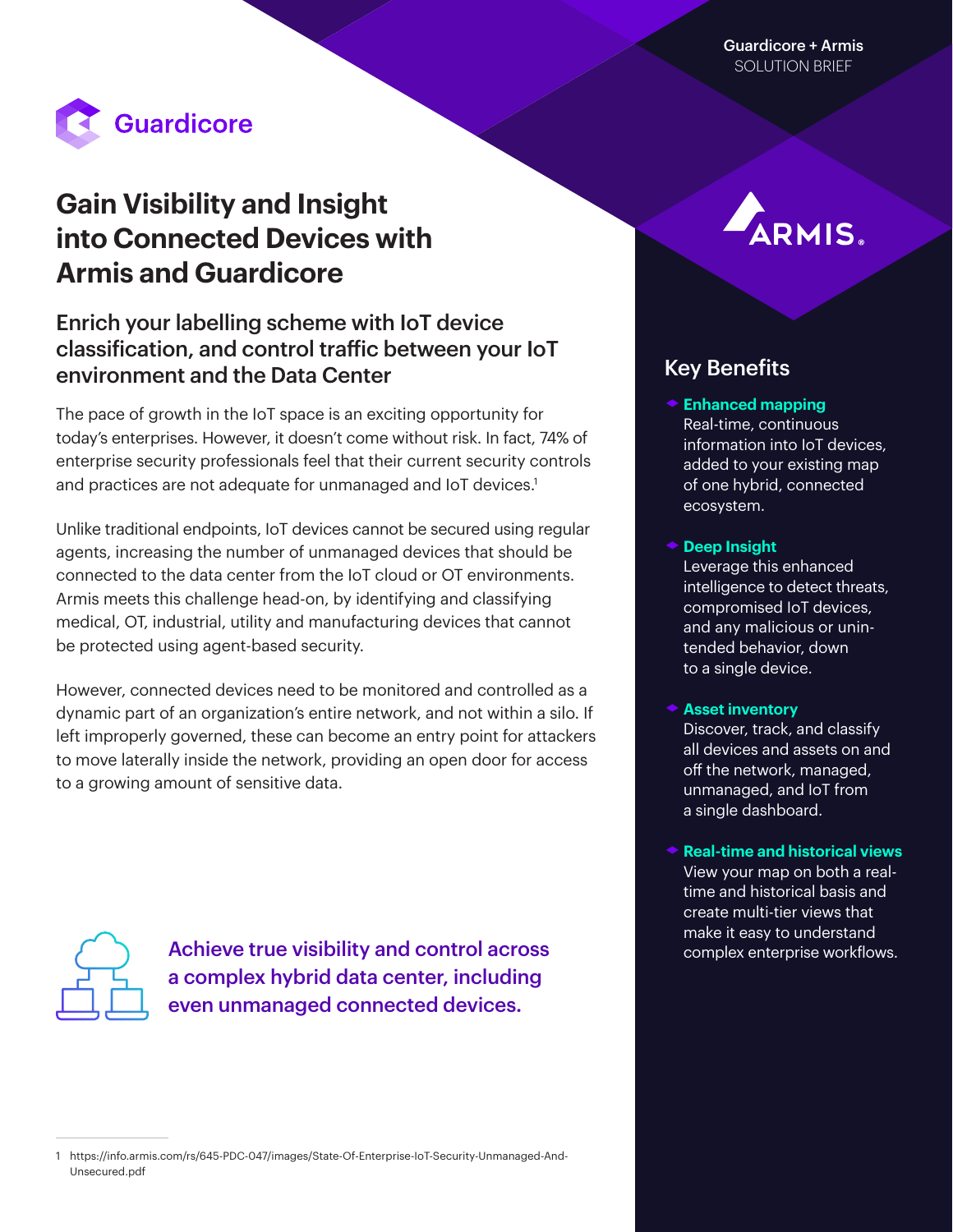Guardicore + Armis
SOLUTION BRIEF

Guardicore

# Gain Visibility and Insight into Connected Devices with Armis and Guardicore

## Enrich your labelling scheme with IoT device classification, and control traffic between your IoT environment and the Data Center

The pace of growth in the IoT space is an exciting opportunity for today's enterprises. However, it doesn't come without risk. In fact, 74% of enterprise security professionals feel that their current security controls and practices are not adequate for unmanaged and IoT devices.[1]

Unlike traditional endpoints, IoT devices cannot be secured using regular agents, increasing the number of unmanaged devices that should be connected to the data center from the IoT cloud or OT environments. Armis meets this challenge head-on, by identifying and classifying medical, OT, industrial, utility and manufacturing devices that cannot be protected using agent-based security.

However, connected devices need to be monitored and controlled as a dynamic part of an organization's entire network, and not within a silo. If left improperly governed, these can become an entry point for attackers to move laterally inside the network, providing an open door for access to a growing amount of sensitive data.

**Achieve true visibility and control across a complex hybrid data center, including even unmanaged connected devices.**

1 https://info.armis.com/rs/645-PDC-047/images/State-Of-Enterprise-IoT-Security-Unmanaged-And-Unsecured.pdf

ARMIS

## Key Benefits

- **Enhanced mapping**
  Real-time, continuous information into IoT devices, added to your existing map of one hybrid, connected ecosystem.

- **Deep Insight**
  Leverage this enhanced intelligence to detect threats, compromised IoT devices, and any malicious or unintended behavior, down to a single device.

- **Asset inventory**
  Discover, track, and classify all devices and assets on and off the network, managed, unmanaged, and IoT from a single dashboard.

- **Real-time and historical views**
  View your map on both a real-time and historical basis and create multi-tier views that make it easy to understand complex enterprise workflows.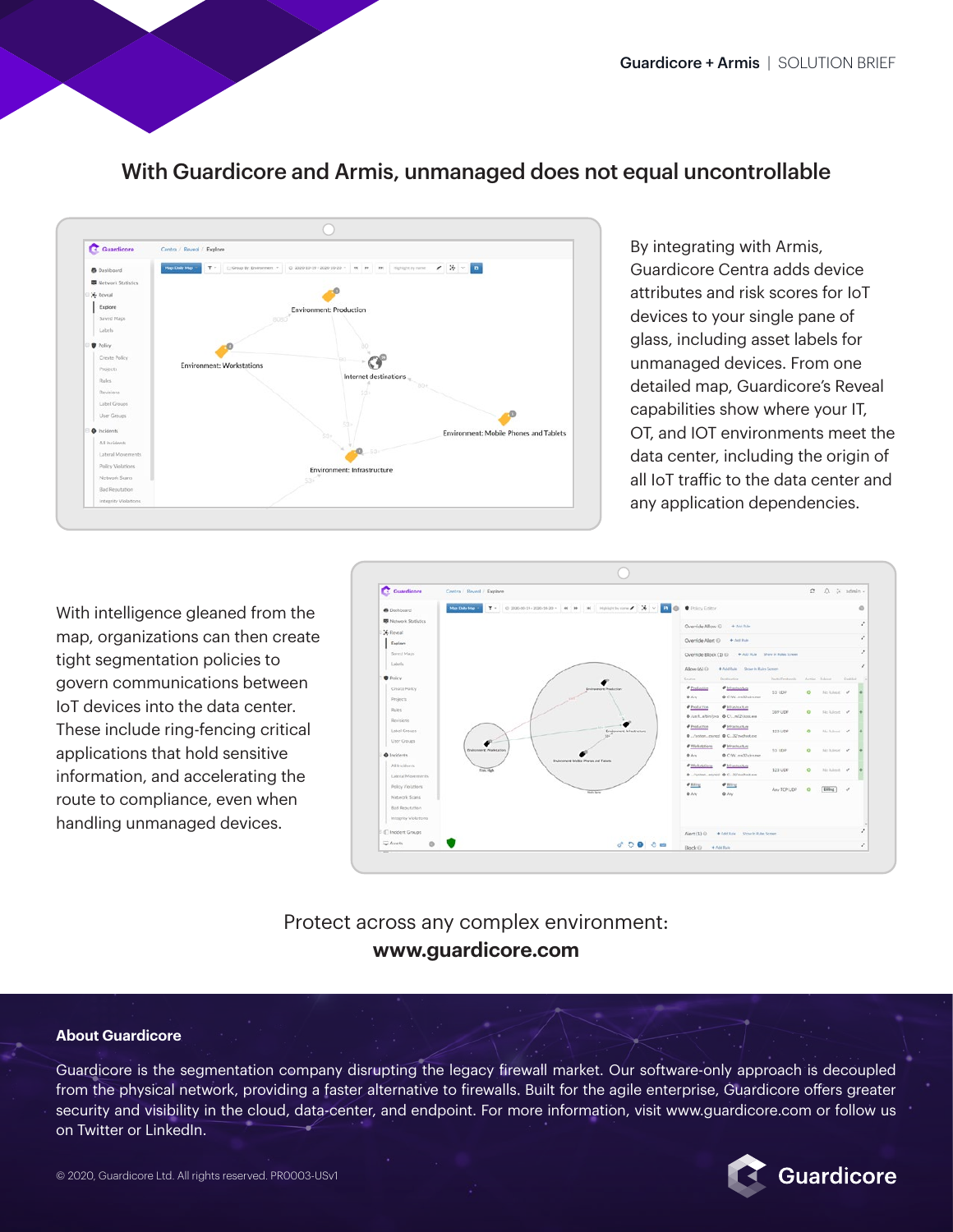## With Guardicore and Armis, unmanaged does not equal uncontrollable

By integrating with Armis, Guardicore Centra adds device attributes and risk scores for IoT devices to your single pane of glass, including asset labels for unmanaged devices. From one detailed map, Guardicore's Reveal capabilities show where your IT, OT, and IOT environments meet the data center, including the origin of all IoT traffic to the data center and any application dependencies.

With intelligence gleaned from the map, organizations can then create tight segmentation policies to govern communications between IoT devices into the data center. These include ring-fencing critical applications that hold sensitive information, and accelerating the route to compliance, even when handling unmanaged devices.

Protect across any complex environment:
**www.guardicore.com**

**About Guardicore**

Guardicore is the segmentation company disrupting the legacy firewall market. Our software-only approach is decoupled from the physical network, providing a faster alternative to firewalls. Built for the agile enterprise, Guardicore offers greater security and visibility in the cloud, data-center, and endpoint. For more information, visit www.guardicore.com or follow us on Twitter or LinkedIn.

© 2020, Guardicore Ltd. All rights reserved. PR0003-USv1